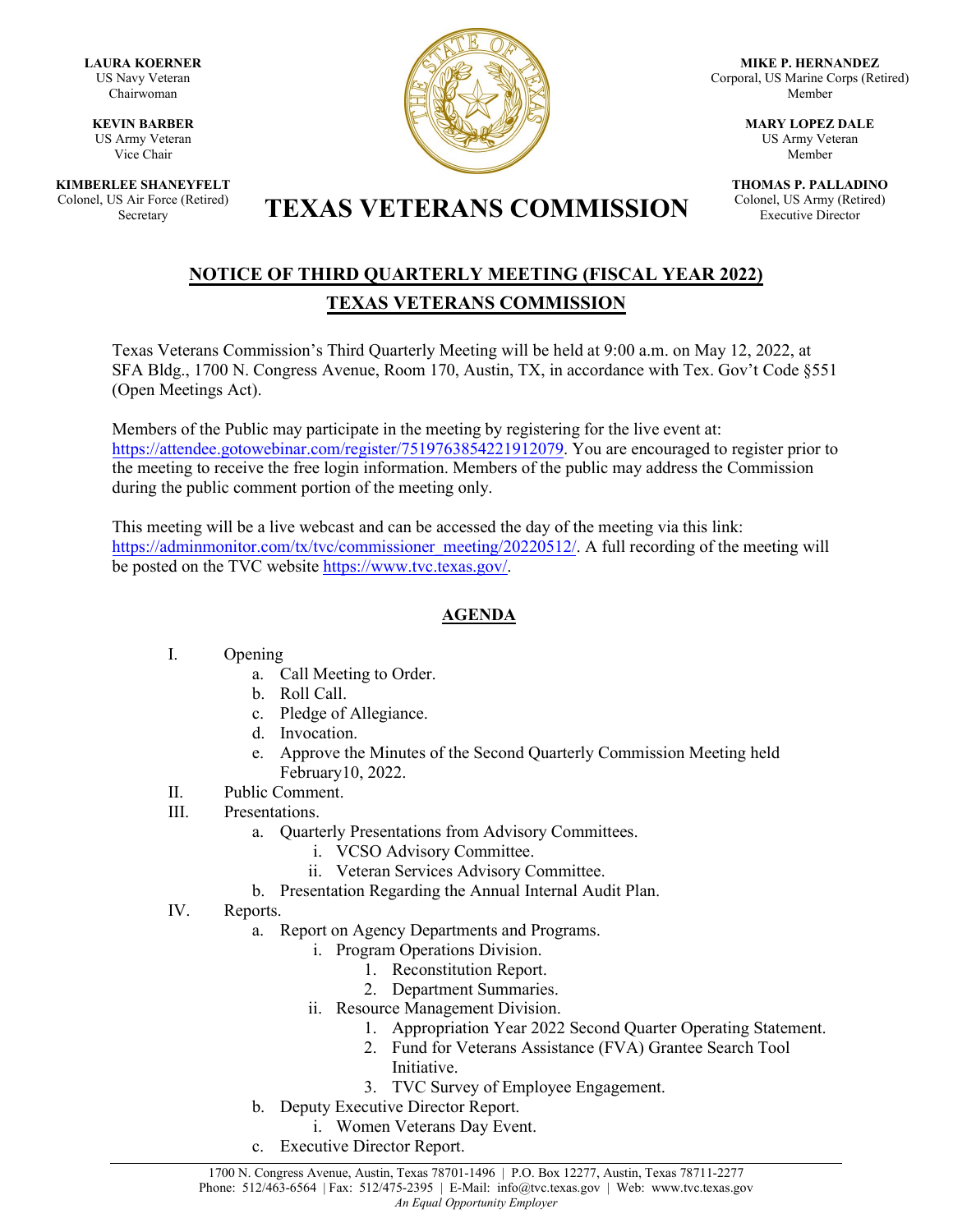**LAURA KOERNER**
US Navy Veteran
Chairwoman

**KEVIN BARBER**
US Army Veteran
Vice Chair

**KIMBERLEE SHANEYFELT**
Colonel, US Air Force (Retired)
Secretary

**MIKE P. HERNANDEZ**
Corporal, US Marine Corps (Retired)
Member

**MARY LOPEZ DALE**
US Army Veteran
Member

**THOMAS P. PALLADINO**
Colonel, US Army (Retired)
Executive Director

# TEXAS VETERANS COMMISSION

## NOTICE OF THIRD QUARTERLY MEETING (FISCAL YEAR 2022)
## TEXAS VETERANS COMMISSION

Texas Veterans Commission's Third Quarterly Meeting will be held at 9:00 a.m. on May 12, 2022, at SFA Bldg., 1700 N. Congress Avenue, Room 170, Austin, TX, in accordance with Tex. Gov't Code §551 (Open Meetings Act).

Members of the Public may participate in the meeting by registering for the live event at: https://attendee.gotowebinar.com/register/7519763854221912079. You are encouraged to register prior to the meeting to receive the free login information. Members of the public may address the Commission during the public comment portion of the meeting only.

This meeting will be a live webcast and can be accessed the day of the meeting via this link: https://adminmonitor.com/tx/tvc/commissioner_meeting/20220512/. A full recording of the meeting will be posted on the TVC website https://www.tvc.texas.gov/.

## AGENDA

I. Opening
   a. Call Meeting to Order.
   b. Roll Call.
   c. Pledge of Allegiance.
   d. Invocation.
   e. Approve the Minutes of the Second Quarterly Commission Meeting held February10, 2022.

II. Public Comment.

III. Presentations.
   a. Quarterly Presentations from Advisory Committees.
      i. VCSO Advisory Committee.
      ii. Veteran Services Advisory Committee.
   b. Presentation Regarding the Annual Internal Audit Plan.

IV. Reports.
   a. Report on Agency Departments and Programs.
      i. Program Operations Division.
         1. Reconstitution Report.
         2. Department Summaries.
      ii. Resource Management Division.
         1. Appropriation Year 2022 Second Quarter Operating Statement.
         2. Fund for Veterans Assistance (FVA) Grantee Search Tool Initiative.
         3. TVC Survey of Employee Engagement.
   b. Deputy Executive Director Report.
      i. Women Veterans Day Event.
   c. Executive Director Report.

1700 N. Congress Avenue, Austin, Texas 78701-1496 | P.O. Box 12277, Austin, Texas 78711-2277
Phone: 512/463-6564 | Fax: 512/475-2395 | E-Mail: info@tvc.texas.gov | Web: www.tvc.texas.gov
*An Equal Opportunity Employer*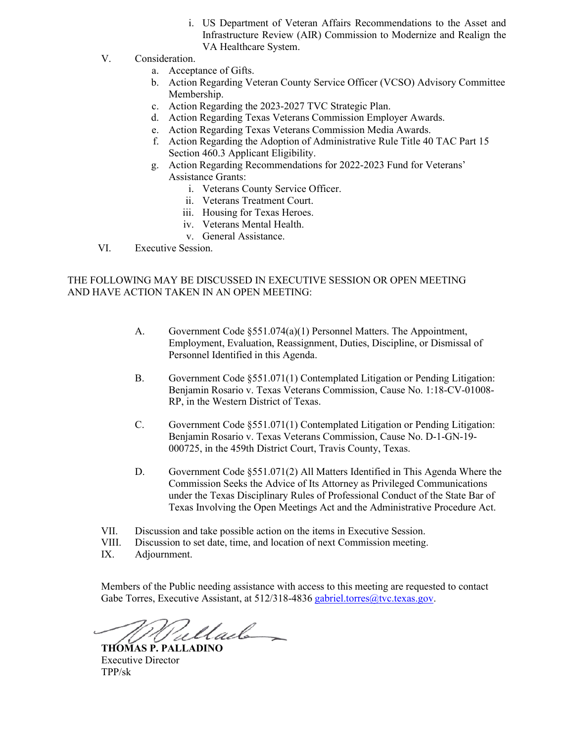i. US Department of Veteran Affairs Recommendations to the Asset and Infrastructure Review (AIR) Commission to Modernize and Realign the VA Healthcare System.

V. Consideration.
   a. Acceptance of Gifts.
   b. Action Regarding Veteran County Service Officer (VCSO) Advisory Committee Membership.
   c. Action Regarding the 2023-2027 TVC Strategic Plan.
   d. Action Regarding Texas Veterans Commission Employer Awards.
   e. Action Regarding Texas Veterans Commission Media Awards.
   f. Action Regarding the Adoption of Administrative Rule Title 40 TAC Part 15 Section 460.3 Applicant Eligibility.
   g. Action Regarding Recommendations for 2022-2023 Fund for Veterans' Assistance Grants:
      i. Veterans County Service Officer.
      ii. Veterans Treatment Court.
      iii. Housing for Texas Heroes.
      iv. Veterans Mental Health.
      v. General Assistance.

VI. Executive Session.

THE FOLLOWING MAY BE DISCUSSED IN EXECUTIVE SESSION OR OPEN MEETING AND HAVE ACTION TAKEN IN AN OPEN MEETING:

A. Government Code §551.074(a)(1) Personnel Matters. The Appointment, Employment, Evaluation, Reassignment, Duties, Discipline, or Dismissal of Personnel Identified in this Agenda.

B. Government Code §551.071(1) Contemplated Litigation or Pending Litigation: Benjamin Rosario v. Texas Veterans Commission, Cause No. 1:18-CV-01008-RP, in the Western District of Texas.

C. Government Code §551.071(1) Contemplated Litigation or Pending Litigation: Benjamin Rosario v. Texas Veterans Commission, Cause No. D-1-GN-19-000725, in the 459th District Court, Travis County, Texas.

D. Government Code §551.071(2) All Matters Identified in This Agenda Where the Commission Seeks the Advice of Its Attorney as Privileged Communications under the Texas Disciplinary Rules of Professional Conduct of the State Bar of Texas Involving the Open Meetings Act and the Administrative Procedure Act.

VII. Discussion and take possible action on the items in Executive Session.

VIII. Discussion to set date, time, and location of next Commission meeting.

IX. Adjournment.

Members of the Public needing assistance with access to this meeting are requested to contact Gabe Torres, Executive Assistant, at 512/318-4836 gabriel.torres@tvc.texas.gov.

**THOMAS P. PALLADINO**
Executive Director
TPP/sk